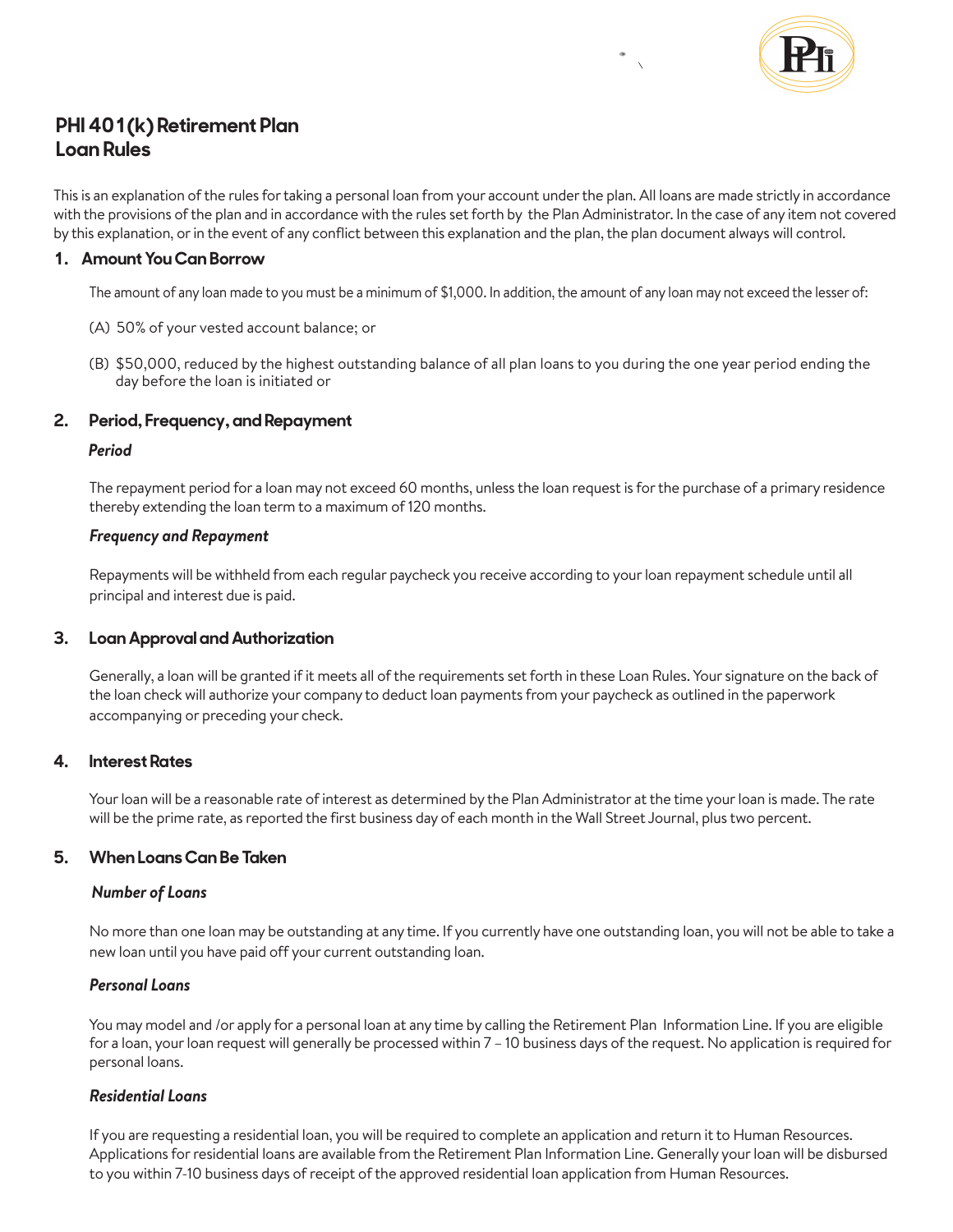# PHI 401(k) Retirement Plan Loan Rules

This is an explanation of the rules for taking a personal loan from your account under the plan. All loans are made strictly in accordance with the provisions of the plan and in accordance with the rules set forth by the Plan Administrator. In the case of any item not covered by this explanation, or in the event of any conflict between this explanation and the plan, the plan document always will control.

## 1. Amount You Can Borrow

The amount of any loan made to you must be a minimum of $1,000. In addition, the amount of any loan may not exceed the lesser of:

(A) 50% of your vested account balance; or

(B) $50,000, reduced by the highest outstanding balance of all plan loans to you during the one year period ending the day before the loan is initiated or

## 2. Period, Frequency, and Repayment

***Period***

The repayment period for a loan may not exceed 60 months, unless the loan request is for the purchase of a primary residence thereby extending the loan term to a maximum of 120 months.

***Frequency and Repayment***

Repayments will be withheld from each regular paycheck you receive according to your loan repayment schedule until all principal and interest due is paid.

## 3. Loan Approval and Authorization

Generally, a loan will be granted if it meets all of the requirements set forth in these Loan Rules. Your signature on the back of the loan check will authorize your company to deduct loan payments from your paycheck as outlined in the paperwork accompanying or preceding your check.

## 4. Interest Rates

Your loan will be a reasonable rate of interest as determined by the Plan Administrator at the time your loan is made. The rate will be the prime rate, as reported the first business day of each month in the Wall Street Journal, plus two percent.

## 5. When Loans Can Be Taken

***Number of Loans***

No more than one loan may be outstanding at any time. If you currently have one outstanding loan, you will not be able to take a new loan until you have paid off your current outstanding loan.

***Personal Loans***

You may model and /or apply for a personal loan at any time by calling the Retirement Plan Information Line. If you are eligible for a loan, your loan request will generally be processed within 7 – 10 business days of the request. No application is required for personal loans.

***Residential Loans***

If you are requesting a residential loan, you will be required to complete an application and return it to Human Resources. Applications for residential loans are available from the Retirement Plan Information Line. Generally your loan will be disbursed to you within 7-10 business days of receipt of the approved residential loan application from Human Resources.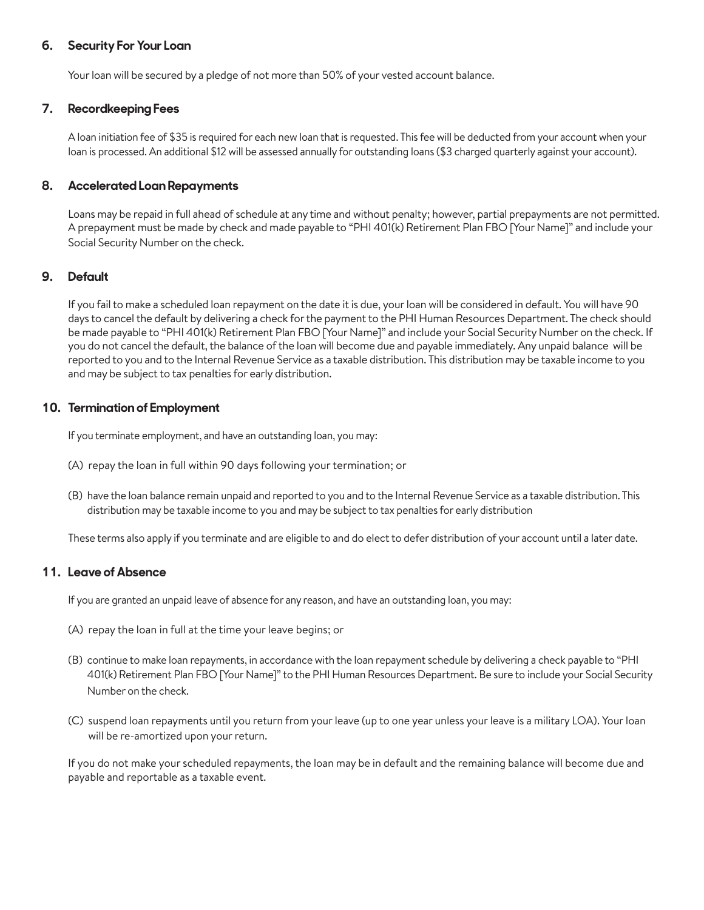## 6. Security For Your Loan

Your loan will be secured by a pledge of not more than 50% of your vested account balance.

## 7. Recordkeeping Fees

A loan initiation fee of $35 is required for each new loan that is requested. This fee will be deducted from your account when your loan is processed. An additional $12 will be assessed annually for outstanding loans ($3 charged quarterly against your account).

## 8. Accelerated Loan Repayments

Loans may be repaid in full ahead of schedule at any time and without penalty; however, partial prepayments are not permitted. A prepayment must be made by check and made payable to "PHI 401(k) Retirement Plan FBO [Your Name]" and include your Social Security Number on the check.

## 9. Default

If you fail to make a scheduled loan repayment on the date it is due, your loan will be considered in default. You will have 90 days to cancel the default by delivering a check for the payment to the PHI Human Resources Department. The check should be made payable to "PHI 401(k) Retirement Plan FBO [Your Name]" and include your Social Security Number on the check. If you do not cancel the default, the balance of the loan will become due and payable immediately. Any unpaid balance will be reported to you and to the Internal Revenue Service as a taxable distribution. This distribution may be taxable income to you and may be subject to tax penalties for early distribution.

## 10. Termination of Employment

If you terminate employment, and have an outstanding loan, you may:

(A) repay the loan in full within 90 days following your termination; or

(B) have the loan balance remain unpaid and reported to you and to the Internal Revenue Service as a taxable distribution. This distribution may be taxable income to you and may be subject to tax penalties for early distribution

These terms also apply if you terminate and are eligible to and do elect to defer distribution of your account until a later date.

## 11. Leave of Absence

If you are granted an unpaid leave of absence for any reason, and have an outstanding loan, you may:

(A) repay the loan in full at the time your leave begins; or

(B) continue to make loan repayments, in accordance with the loan repayment schedule by delivering a check payable to "PHI 401(k) Retirement Plan FBO [Your Name]" to the PHI Human Resources Department. Be sure to include your Social Security Number on the check.

(C) suspend loan repayments until you return from your leave (up to one year unless your leave is a military LOA). Your loan will be re-amortized upon your return.

If you do not make your scheduled repayments, the loan may be in default and the remaining balance will become due and payable and reportable as a taxable event.